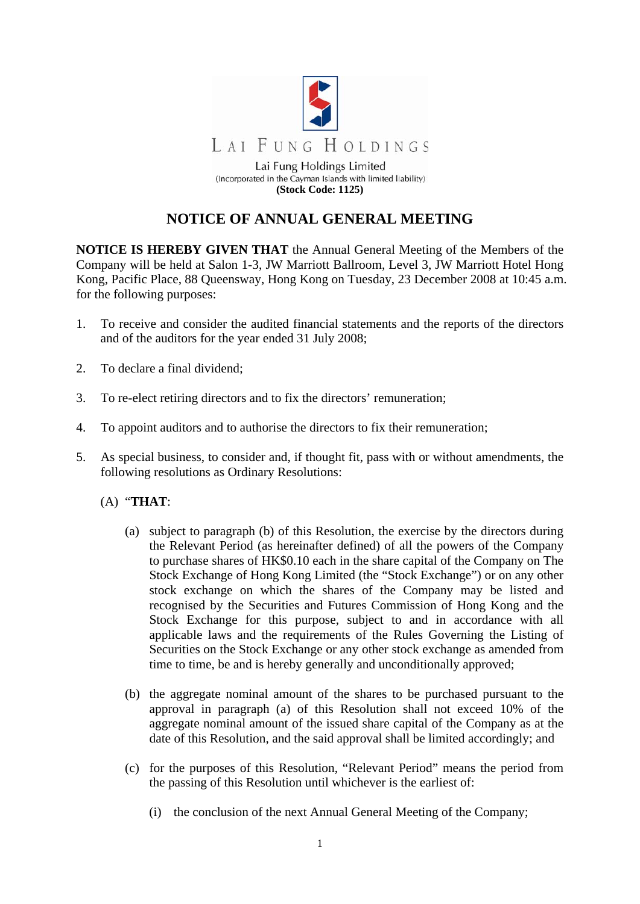LAI FUNG HOLDINGS

Lai Fung Holdings Limited
(Incorporated in the Cayman Islands with limited liability)
**(Stock Code: 1125)**

# NOTICE OF ANNUAL GENERAL MEETING

**NOTICE IS HEREBY GIVEN THAT** the Annual General Meeting of the Members of the Company will be held at Salon 1-3, JW Marriott Ballroom, Level 3, JW Marriott Hotel Hong Kong, Pacific Place, 88 Queensway, Hong Kong on Tuesday, 23 December 2008 at 10:45 a.m. for the following purposes:

1. To receive and consider the audited financial statements and the reports of the directors and of the auditors for the year ended 31 July 2008;

2. To declare a final dividend;

3. To re-elect retiring directors and to fix the directors' remuneration;

4. To appoint auditors and to authorise the directors to fix their remuneration;

5. As special business, to consider and, if thought fit, pass with or without amendments, the following resolutions as Ordinary Resolutions:

   (A) "**THAT**:

   (a) subject to paragraph (b) of this Resolution, the exercise by the directors during the Relevant Period (as hereinafter defined) of all the powers of the Company to purchase shares of HK$0.10 each in the share capital of the Company on The Stock Exchange of Hong Kong Limited (the "Stock Exchange") or on any other stock exchange on which the shares of the Company may be listed and recognised by the Securities and Futures Commission of Hong Kong and the Stock Exchange for this purpose, subject to and in accordance with all applicable laws and the requirements of the Rules Governing the Listing of Securities on the Stock Exchange or any other stock exchange as amended from time to time, be and is hereby generally and unconditionally approved;

   (b) the aggregate nominal amount of the shares to be purchased pursuant to the approval in paragraph (a) of this Resolution shall not exceed 10% of the aggregate nominal amount of the issued share capital of the Company as at the date of this Resolution, and the said approval shall be limited accordingly; and

   (c) for the purposes of this Resolution, "Relevant Period" means the period from the passing of this Resolution until whichever is the earliest of:

      (i) the conclusion of the next Annual General Meeting of the Company;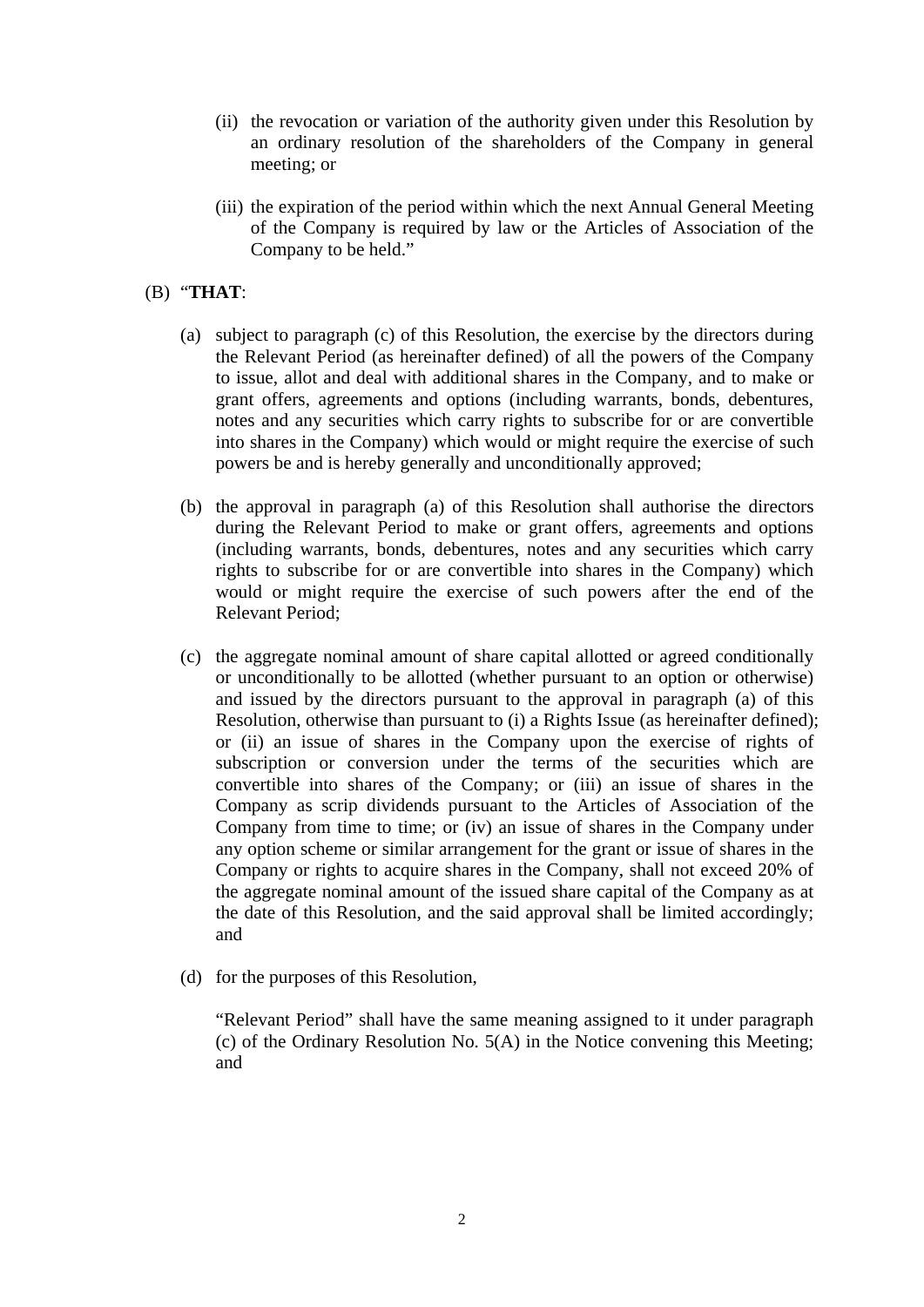(ii) the revocation or variation of the authority given under this Resolution by an ordinary resolution of the shareholders of the Company in general meeting; or

(iii) the expiration of the period within which the next Annual General Meeting of the Company is required by law or the Articles of Association of the Company to be held."

(B) "**THAT**:

(a) subject to paragraph (c) of this Resolution, the exercise by the directors during the Relevant Period (as hereinafter defined) of all the powers of the Company to issue, allot and deal with additional shares in the Company, and to make or grant offers, agreements and options (including warrants, bonds, debentures, notes and any securities which carry rights to subscribe for or are convertible into shares in the Company) which would or might require the exercise of such powers be and is hereby generally and unconditionally approved;

(b) the approval in paragraph (a) of this Resolution shall authorise the directors during the Relevant Period to make or grant offers, agreements and options (including warrants, bonds, debentures, notes and any securities which carry rights to subscribe for or are convertible into shares in the Company) which would or might require the exercise of such powers after the end of the Relevant Period;

(c) the aggregate nominal amount of share capital allotted or agreed conditionally or unconditionally to be allotted (whether pursuant to an option or otherwise) and issued by the directors pursuant to the approval in paragraph (a) of this Resolution, otherwise than pursuant to (i) a Rights Issue (as hereinafter defined); or (ii) an issue of shares in the Company upon the exercise of rights of subscription or conversion under the terms of the securities which are convertible into shares of the Company; or (iii) an issue of shares in the Company as scrip dividends pursuant to the Articles of Association of the Company from time to time; or (iv) an issue of shares in the Company under any option scheme or similar arrangement for the grant or issue of shares in the Company or rights to acquire shares in the Company, shall not exceed 20% of the aggregate nominal amount of the issued share capital of the Company as at the date of this Resolution, and the said approval shall be limited accordingly; and

(d) for the purposes of this Resolution,

"Relevant Period" shall have the same meaning assigned to it under paragraph (c) of the Ordinary Resolution No. 5(A) in the Notice convening this Meeting; and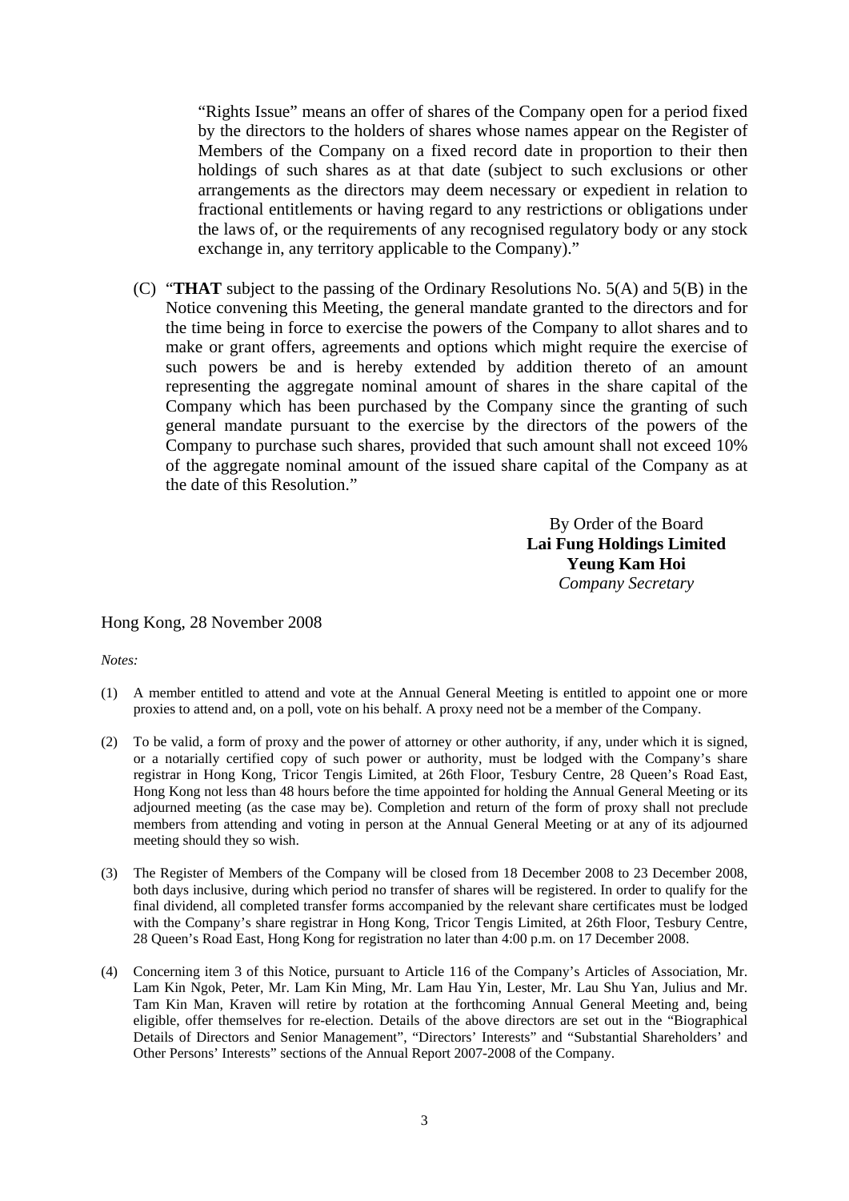"Rights Issue" means an offer of shares of the Company open for a period fixed by the directors to the holders of shares whose names appear on the Register of Members of the Company on a fixed record date in proportion to their then holdings of such shares as at that date (subject to such exclusions or other arrangements as the directors may deem necessary or expedient in relation to fractional entitlements or having regard to any restrictions or obligations under the laws of, or the requirements of any recognised regulatory body or any stock exchange in, any territory applicable to the Company)."

(C) "**THAT** subject to the passing of the Ordinary Resolutions No. 5(A) and 5(B) in the Notice convening this Meeting, the general mandate granted to the directors and for the time being in force to exercise the powers of the Company to allot shares and to make or grant offers, agreements and options which might require the exercise of such powers be and is hereby extended by addition thereto of an amount representing the aggregate nominal amount of shares in the share capital of the Company which has been purchased by the Company since the granting of such general mandate pursuant to the exercise by the directors of the powers of the Company to purchase such shares, provided that such amount shall not exceed 10% of the aggregate nominal amount of the issued share capital of the Company as at the date of this Resolution."

By Order of the Board
**Lai Fung Holdings Limited**
**Yeung Kam Hoi**
*Company Secretary*

Hong Kong, 28 November 2008

*Notes:*

(1) A member entitled to attend and vote at the Annual General Meeting is entitled to appoint one or more proxies to attend and, on a poll, vote on his behalf. A proxy need not be a member of the Company.

(2) To be valid, a form of proxy and the power of attorney or other authority, if any, under which it is signed, or a notarially certified copy of such power or authority, must be lodged with the Company's share registrar in Hong Kong, Tricor Tengis Limited, at 26th Floor, Tesbury Centre, 28 Queen's Road East, Hong Kong not less than 48 hours before the time appointed for holding the Annual General Meeting or its adjourned meeting (as the case may be). Completion and return of the form of proxy shall not preclude members from attending and voting in person at the Annual General Meeting or at any of its adjourned meeting should they so wish.

(3) The Register of Members of the Company will be closed from 18 December 2008 to 23 December 2008, both days inclusive, during which period no transfer of shares will be registered. In order to qualify for the final dividend, all completed transfer forms accompanied by the relevant share certificates must be lodged with the Company's share registrar in Hong Kong, Tricor Tengis Limited, at 26th Floor, Tesbury Centre, 28 Queen's Road East, Hong Kong for registration no later than 4:00 p.m. on 17 December 2008.

(4) Concerning item 3 of this Notice, pursuant to Article 116 of the Company's Articles of Association, Mr. Lam Kin Ngok, Peter, Mr. Lam Kin Ming, Mr. Lam Hau Yin, Lester, Mr. Lau Shu Yan, Julius and Mr. Tam Kin Man, Kraven will retire by rotation at the forthcoming Annual General Meeting and, being eligible, offer themselves for re-election. Details of the above directors are set out in the "Biographical Details of Directors and Senior Management", "Directors' Interests" and "Substantial Shareholders' and Other Persons' Interests" sections of the Annual Report 2007-2008 of the Company.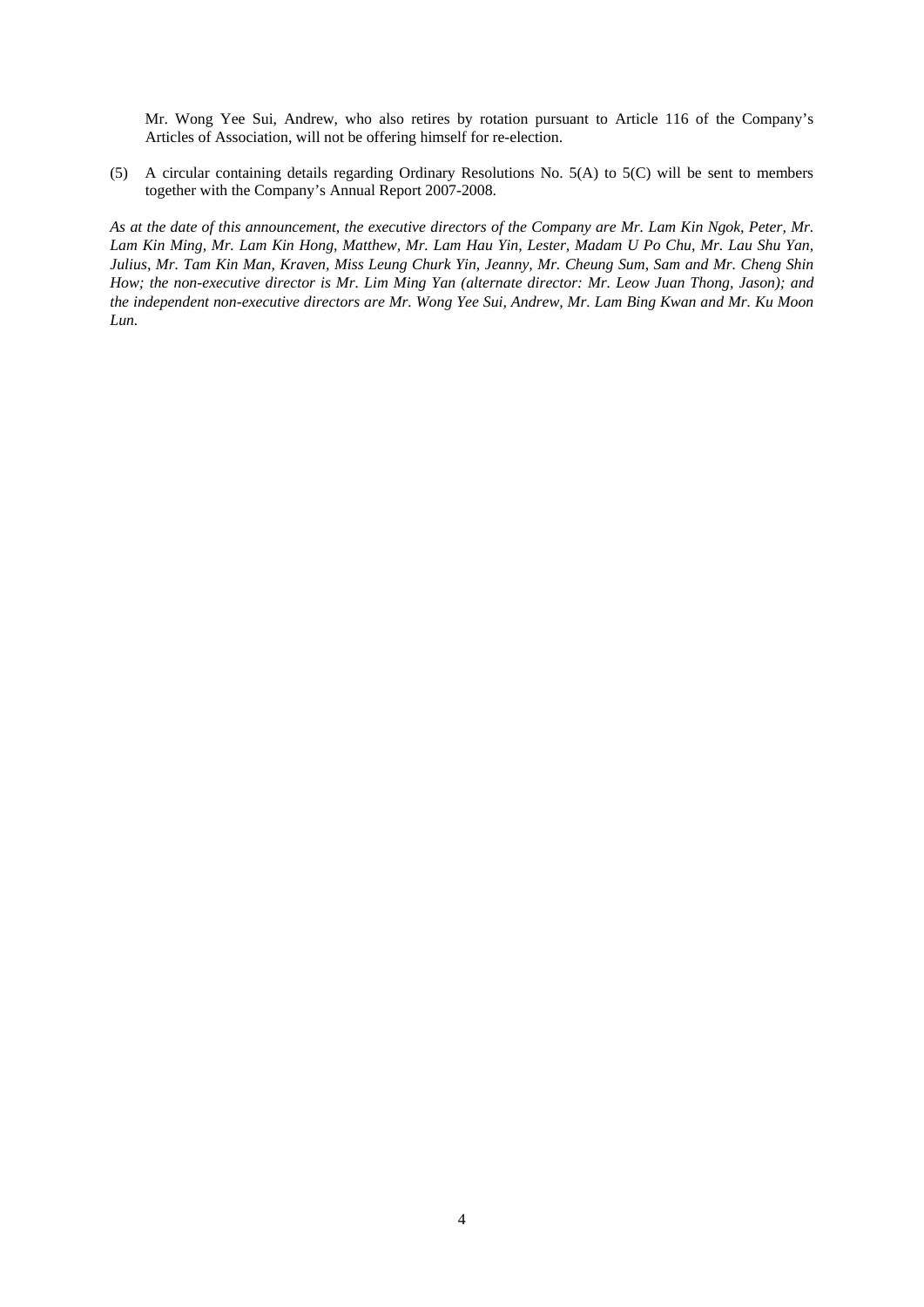Mr. Wong Yee Sui, Andrew, who also retires by rotation pursuant to Article 116 of the Company's Articles of Association, will not be offering himself for re-election.

(5) A circular containing details regarding Ordinary Resolutions No. 5(A) to 5(C) will be sent to members together with the Company's Annual Report 2007-2008.

*As at the date of this announcement, the executive directors of the Company are Mr. Lam Kin Ngok, Peter, Mr. Lam Kin Ming, Mr. Lam Kin Hong, Matthew, Mr. Lam Hau Yin, Lester, Madam U Po Chu, Mr. Lau Shu Yan, Julius, Mr. Tam Kin Man, Kraven, Miss Leung Churk Yin, Jeanny, Mr. Cheung Sum, Sam and Mr. Cheng Shin How; the non-executive director is Mr. Lim Ming Yan (alternate director: Mr. Leow Juan Thong, Jason); and the independent non-executive directors are Mr. Wong Yee Sui, Andrew, Mr. Lam Bing Kwan and Mr. Ku Moon Lun.*